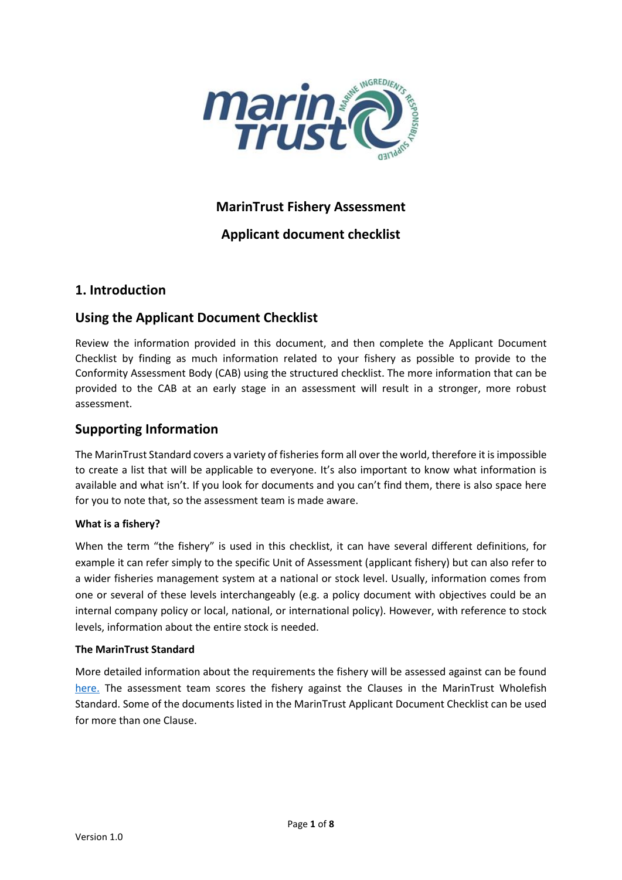# MarinTrust Fishery Assessment

# Applicant document checklist

## 1. Introduction

## Using the Applicant Document Checklist

Review the information provided in this document, and then complete the Applicant Document Checklist by finding as much information related to your fishery as possible to provide to the Conformity Assessment Body (CAB) using the structured checklist. The more information that can be provided to the CAB at an early stage in an assessment will result in a stronger, more robust assessment.

## Supporting Information

The MarinTrust Standard covers a variety of fisheries form all over the world, therefore it is impossible to create a list that will be applicable to everyone. It's also important to know what information is available and what isn't. If you look for documents and you can't find them, there is also space here for you to note that, so the assessment team is made aware.

**What is a fishery?**

When the term "the fishery" is used in this checklist, it can have several different definitions, for example it can refer simply to the specific Unit of Assessment (applicant fishery) but can also refer to a wider fisheries management system at a national or stock level. Usually, information comes from one or several of these levels interchangeably (e.g. a policy document with objectives could be an internal company policy or local, national, or international policy). However, with reference to stock levels, information about the entire stock is needed.

**The MarinTrust Standard**

More detailed information about the requirements the fishery will be assessed against can be found here. The assessment team scores the fishery against the Clauses in the MarinTrust Wholefish Standard. Some of the documents listed in the MarinTrust Applicant Document Checklist can be used for more than one Clause.

Version 1.0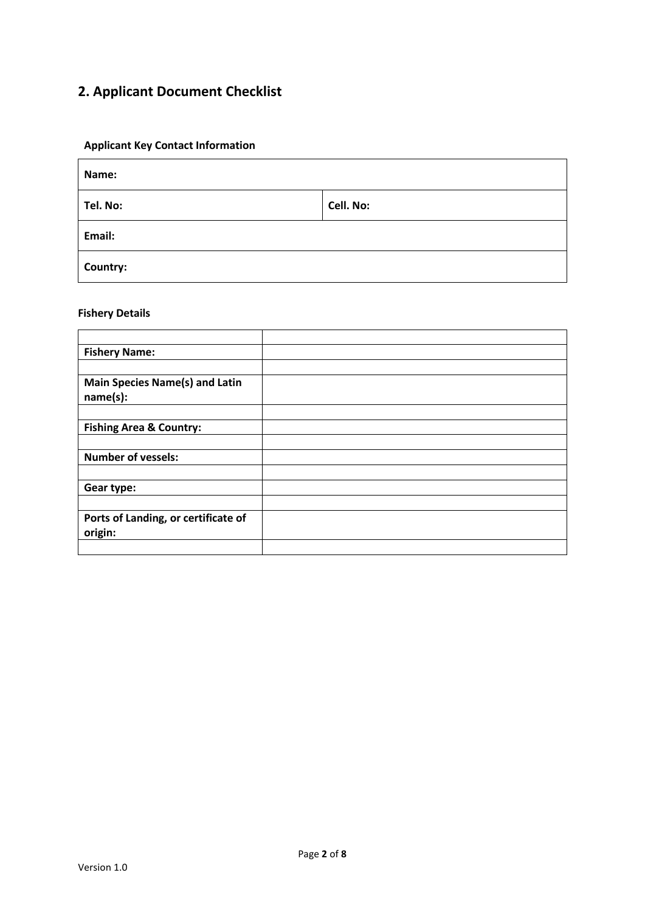## 2. Applicant Document Checklist

**Applicant Key Contact Information**

| **Name:** | |
|---|---|
| **Tel. No:** | **Cell. No:** |
| **Email:** | |
| **Country:** | |

**Fishery Details**

| | |
|---|---|
| **Fishery Name:** | |
| | |
| **Main Species Name(s) and Latin name(s):** | |
| | |
| **Fishing Area & Country:** | |
| | |
| **Number of vessels:** | |
| | |
| **Gear type:** | |
| | |
| **Ports of Landing, or certificate of origin:** | |
| | |

Version 1.0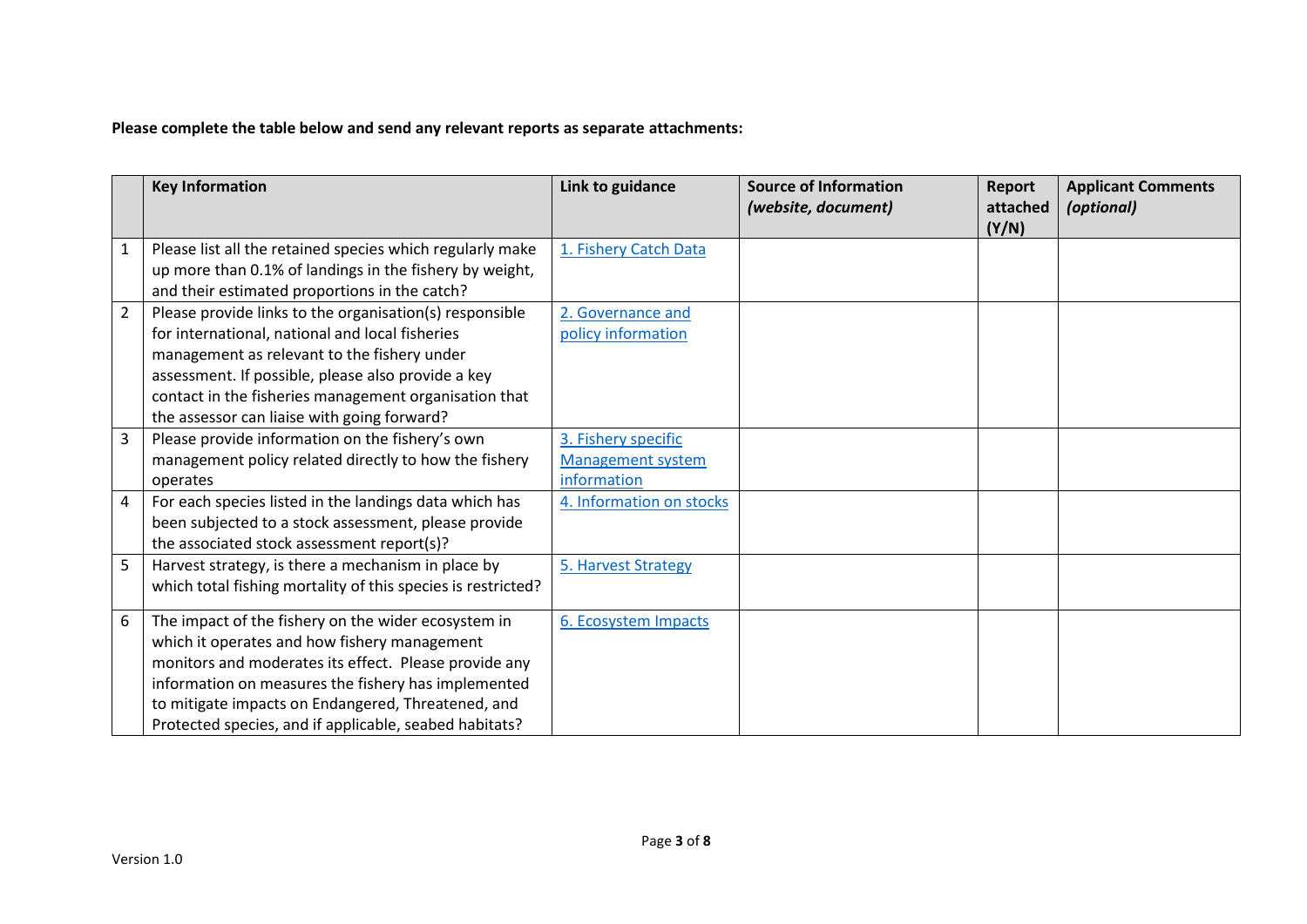**Please complete the table below and send any relevant reports as separate attachments:**

| | Key Information | Link to guidance | Source of Information *(website, document)* | Report attached (Y/N) | Applicant Comments *(optional)* |
|---|---|---|---|---|---|
| 1 | Please list all the retained species which regularly make up more than 0.1% of landings in the fishery by weight, and their estimated proportions in the catch? | 1. Fishery Catch Data | | | |
| 2 | Please provide links to the organisation(s) responsible for international, national and local fisheries management as relevant to the fishery under assessment. If possible, please also provide a key contact in the fisheries management organisation that the assessor can liaise with going forward? | 2. Governance and policy information | | | |
| 3 | Please provide information on the fishery's own management policy related directly to how the fishery operates | 3. Fishery specific Management system information | | | |
| 4 | For each species listed in the landings data which has been subjected to a stock assessment, please provide the associated stock assessment report(s)? | 4. Information on stocks | | | |
| 5 | Harvest strategy, is there a mechanism in place by which total fishing mortality of this species is restricted? | 5. Harvest Strategy | | | |
| 6 | The impact of the fishery on the wider ecosystem in which it operates and how fishery management monitors and moderates its effect. Please provide any information on measures the fishery has implemented to mitigate impacts on Endangered, Threatened, and Protected species, and if applicable, seabed habitats? | 6. Ecosystem Impacts | | | |

Version 1.0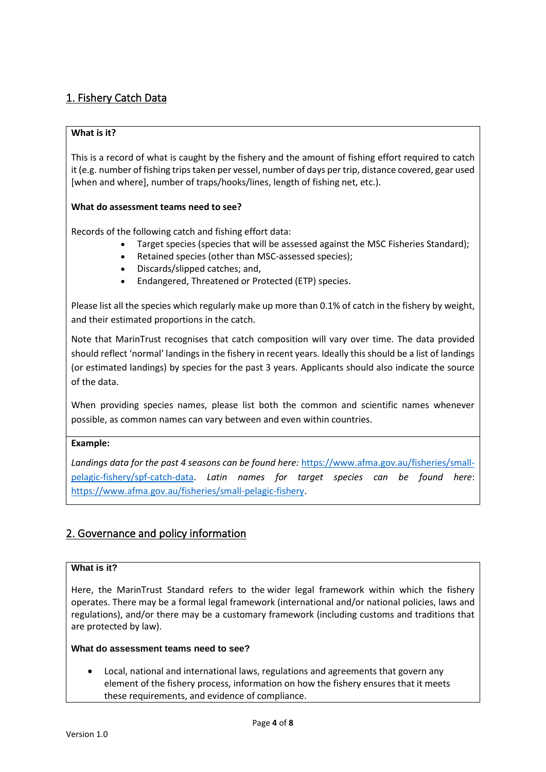## 1. Fishery Catch Data

**What is it?**

This is a record of what is caught by the fishery and the amount of fishing effort required to catch it (e.g. number of fishing trips taken per vessel, number of days per trip, distance covered, gear used [when and where], number of traps/hooks/lines, length of fishing net, etc.).

**What do assessment teams need to see?**

Records of the following catch and fishing effort data:

- Target species (species that will be assessed against the MSC Fisheries Standard);
- Retained species (other than MSC-assessed species);
- Discards/slipped catches; and,
- Endangered, Threatened or Protected (ETP) species.

Please list all the species which regularly make up more than 0.1% of catch in the fishery by weight, and their estimated proportions in the catch.

Note that MarinTrust recognises that catch composition will vary over time. The data provided should reflect 'normal' landings in the fishery in recent years. Ideally this should be a list of landings (or estimated landings) by species for the past 3 years. Applicants should also indicate the source of the data.

When providing species names, please list both the common and scientific names whenever possible, as common names can vary between and even within countries.

**Example:**

*Landings data for the past 4 seasons can be found here:* https://www.afma.gov.au/fisheries/small-pelagic-fishery/spf-catch-data. *Latin names for target species can be found here*: https://www.afma.gov.au/fisheries/small-pelagic-fishery.

## 2. Governance and policy information

**What is it?**

Here, the MarinTrust Standard refers to the wider legal framework within which the fishery operates. There may be a formal legal framework (international and/or national policies, laws and regulations), and/or there may be a customary framework (including customs and traditions that are protected by law).

**What do assessment teams need to see?**

- Local, national and international laws, regulations and agreements that govern any element of the fishery process, information on how the fishery ensures that it meets these requirements, and evidence of compliance.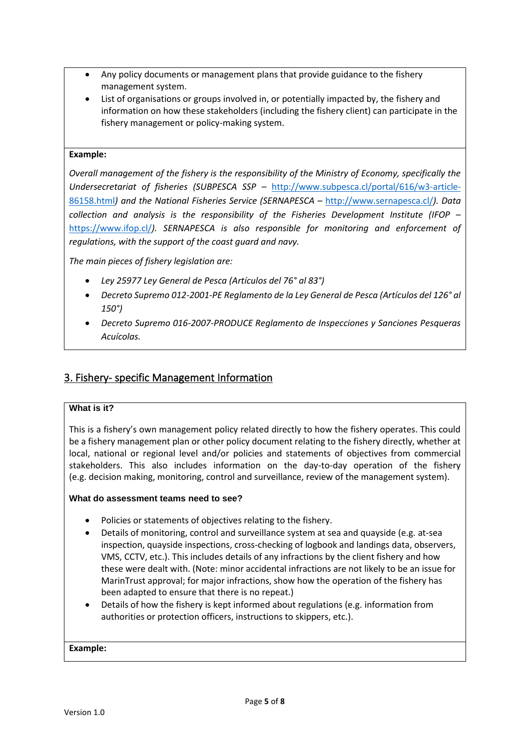- Any policy documents or management plans that provide guidance to the fishery management system.
- List of organisations or groups involved in, or potentially impacted by, the fishery and information on how these stakeholders (including the fishery client) can participate in the fishery management or policy-making system.

**Example:**

*Overall management of the fishery is the responsibility of the Ministry of Economy, specifically the Undersecretariat of fisheries (SUBPESCA SSP – [http://www.subpesca.cl/portal/616/w3-article-86158.html](http://www.subpesca.cl/portal/616/w3-article-86158.html)) and the National Fisheries Service (SERNAPESCA – [http://www.sernapesca.cl/](http://www.sernapesca.cl/)). Data collection and analysis is the responsibility of the Fisheries Development Institute (IFOP – [https://www.ifop.cl/](https://www.ifop.cl/)). SERNAPESCA is also responsible for monitoring and enforcement of regulations, with the support of the coast guard and navy.*

*The main pieces of fishery legislation are:*

- *Ley 25977 Ley General de Pesca (Artículos del 76° al 83°)*
- *Decreto Supremo 012-2001-PE Reglamento de la Ley General de Pesca (Artículos del 126° al 150°)*
- *Decreto Supremo 016-2007-PRODUCE Reglamento de Inspecciones y Sanciones Pesqueras Acuícolas.*

## 3. Fishery- specific Management Information

**What is it?**

This is a fishery's own management policy related directly to how the fishery operates. This could be a fishery management plan or other policy document relating to the fishery directly, whether at local, national or regional level and/or policies and statements of objectives from commercial stakeholders. This also includes information on the day-to-day operation of the fishery (e.g. decision making, monitoring, control and surveillance, review of the management system).

**What do assessment teams need to see?**

- Policies or statements of objectives relating to the fishery.
- Details of monitoring, control and surveillance system at sea and quayside (e.g. at-sea inspection, quayside inspections, cross-checking of logbook and landings data, observers, VMS, CCTV, etc.). This includes details of any infractions by the client fishery and how these were dealt with. (Note: minor accidental infractions are not likely to be an issue for MarinTrust approval; for major infractions, show how the operation of the fishery has been adapted to ensure that there is no repeat.)
- Details of how the fishery is kept informed about regulations (e.g. information from authorities or protection officers, instructions to skippers, etc.).

**Example:**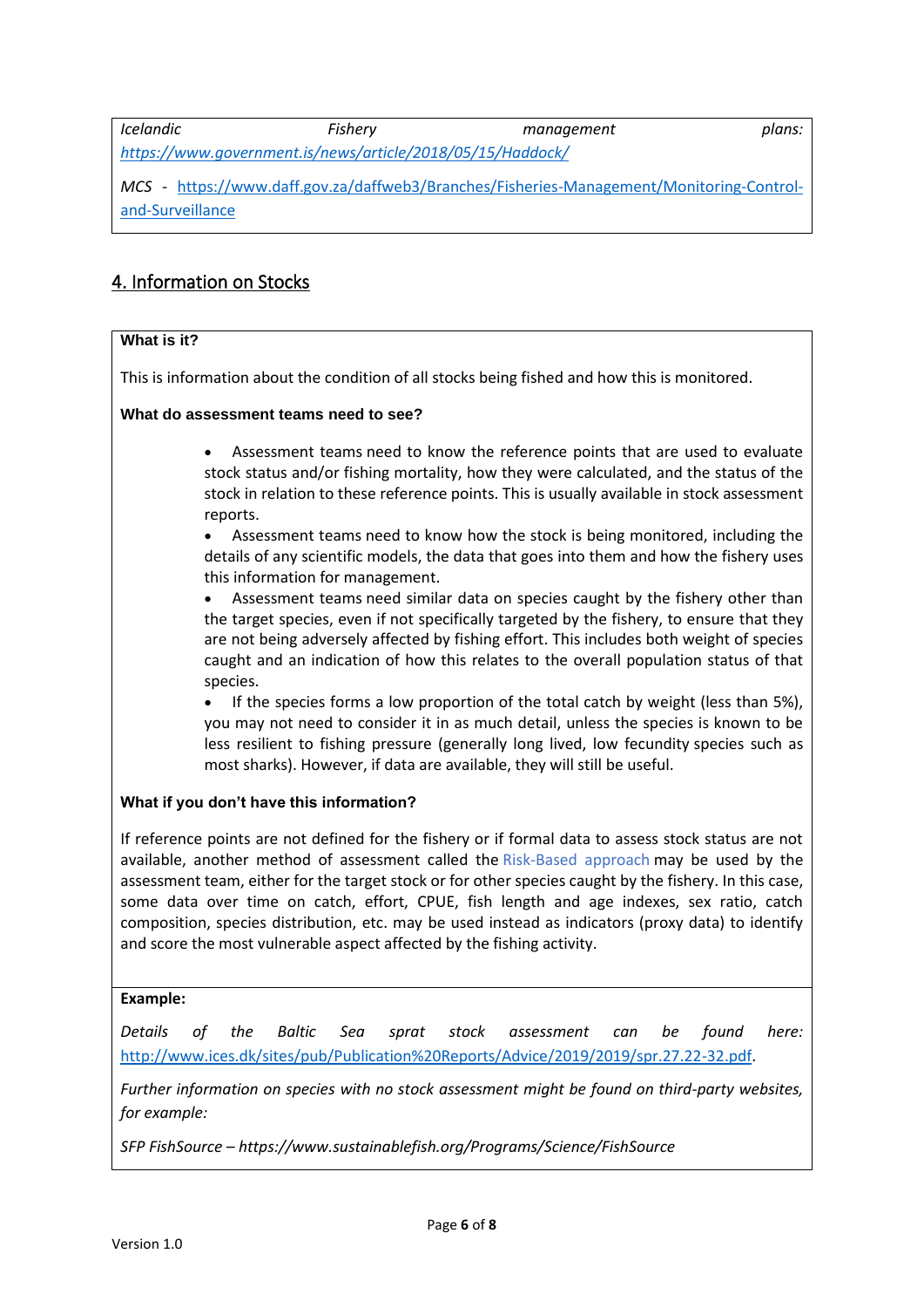*Icelandic Fishery management plans: https://www.government.is/news/article/2018/05/15/Haddock/*

*MCS - https://www.daff.gov.za/daffweb3/Branches/Fisheries-Management/Monitoring-Control-and-Surveillance*

## 4. Information on Stocks

**What is it?**

This is information about the condition of all stocks being fished and how this is monitored.

**What do assessment teams need to see?**

- Assessment teams need to know the reference points that are used to evaluate stock status and/or fishing mortality, how they were calculated, and the status of the stock in relation to these reference points. This is usually available in stock assessment reports.
- Assessment teams need to know how the stock is being monitored, including the details of any scientific models, the data that goes into them and how the fishery uses this information for management.
- Assessment teams need similar data on species caught by the fishery other than the target species, even if not specifically targeted by the fishery, to ensure that they are not being adversely affected by fishing effort. This includes both weight of species caught and an indication of how this relates to the overall population status of that species.
- If the species forms a low proportion of the total catch by weight (less than 5%), you may not need to consider it in as much detail, unless the species is known to be less resilient to fishing pressure (generally long lived, low fecundity species such as most sharks). However, if data are available, they will still be useful.

**What if you don't have this information?**

If reference points are not defined for the fishery or if formal data to assess stock status are not available, another method of assessment called the Risk-Based approach may be used by the assessment team, either for the target stock or for other species caught by the fishery. In this case, some data over time on catch, effort, CPUE, fish length and age indexes, sex ratio, catch composition, species distribution, etc. may be used instead as indicators (proxy data) to identify and score the most vulnerable aspect affected by the fishing activity.

**Example:**

*Details of the Baltic Sea sprat stock assessment can be found here:* http://www.ices.dk/sites/pub/Publication%20Reports/Advice/2019/2019/spr.27.22-32.pdf.

*Further information on species with no stock assessment might be found on third-party websites, for example:*

*SFP FishSource – https://www.sustainablefish.org/Programs/Science/FishSource*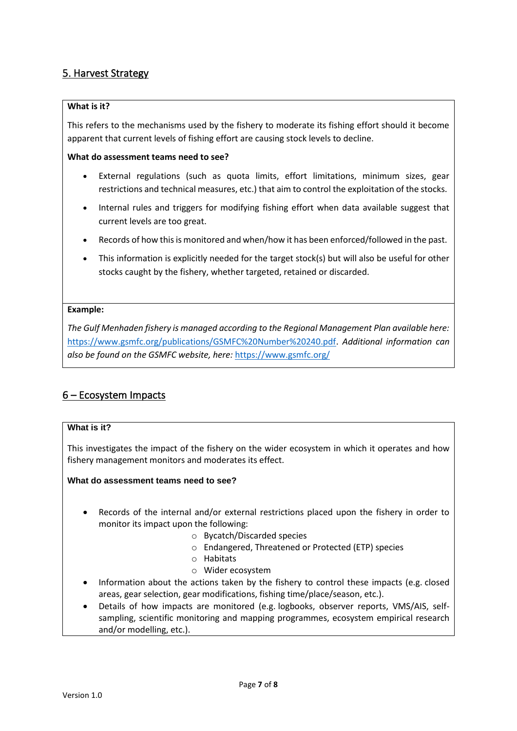## 5. Harvest Strategy

**What is it?**

This refers to the mechanisms used by the fishery to moderate its fishing effort should it become apparent that current levels of fishing effort are causing stock levels to decline.

**What do assessment teams need to see?**

- External regulations (such as quota limits, effort limitations, minimum sizes, gear restrictions and technical measures, etc.) that aim to control the exploitation of the stocks.
- Internal rules and triggers for modifying fishing effort when data available suggest that current levels are too great.
- Records of how this is monitored and when/how it has been enforced/followed in the past.
- This information is explicitly needed for the target stock(s) but will also be useful for other stocks caught by the fishery, whether targeted, retained or discarded.

**Example:**

*The Gulf Menhaden fishery is managed according to the Regional Management Plan available here:* https://www.gsmfc.org/publications/GSMFC%20Number%20240.pdf. *Additional information can also be found on the GSMFC website, here:* https://www.gsmfc.org/

## 6 – Ecosystem Impacts

**What is it?**

This investigates the impact of the fishery on the wider ecosystem in which it operates and how fishery management monitors and moderates its effect.

**What do assessment teams need to see?**

- Records of the internal and/or external restrictions placed upon the fishery in order to monitor its impact upon the following:
  - Bycatch/Discarded species
  - Endangered, Threatened or Protected (ETP) species
  - Habitats
  - Wider ecosystem
- Information about the actions taken by the fishery to control these impacts (e.g. closed areas, gear selection, gear modifications, fishing time/place/season, etc.).
- Details of how impacts are monitored (e.g. logbooks, observer reports, VMS/AIS, self-sampling, scientific monitoring and mapping programmes, ecosystem empirical research and/or modelling, etc.).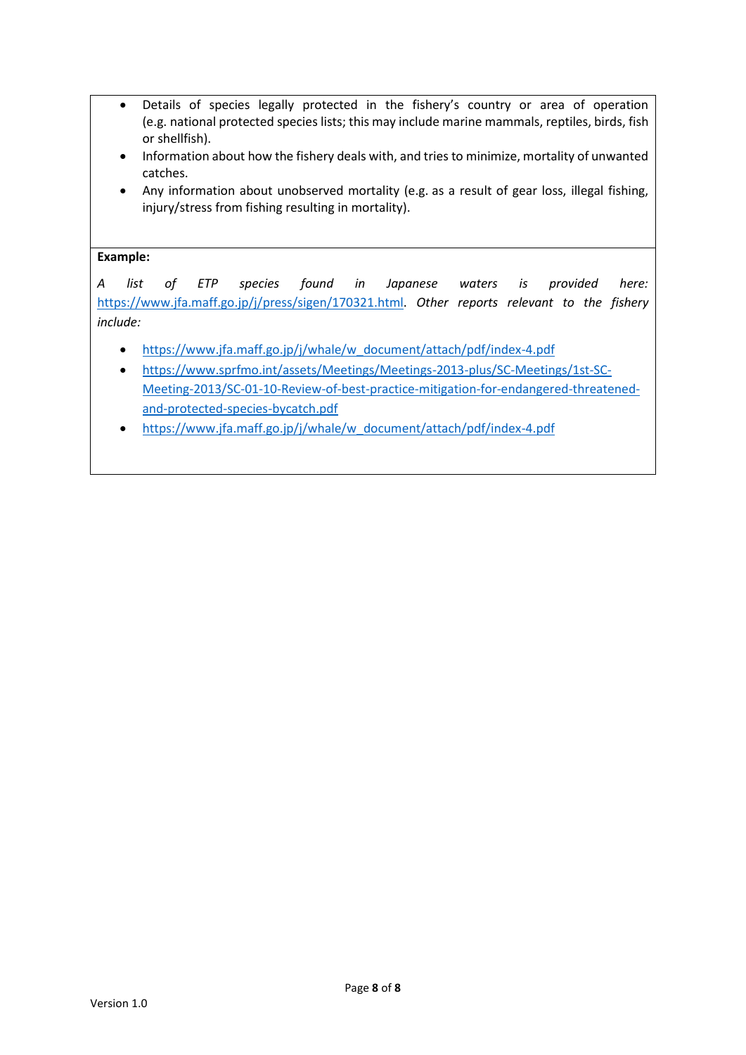- Details of species legally protected in the fishery's country or area of operation (e.g. national protected species lists; this may include marine mammals, reptiles, birds, fish or shellfish).
- Information about how the fishery deals with, and tries to minimize, mortality of unwanted catches.
- Any information about unobserved mortality (e.g. as a result of gear loss, illegal fishing, injury/stress from fishing resulting in mortality).

**Example:**

*A list of ETP species found in Japanese waters is provided here:* https://www.jfa.maff.go.jp/j/press/sigen/170321.html*. Other reports relevant to the fishery include:*

- https://www.jfa.maff.go.jp/j/whale/w_document/attach/pdf/index-4.pdf
- https://www.sprfmo.int/assets/Meetings/Meetings-2013-plus/SC-Meetings/1st-SC-Meeting-2013/SC-01-10-Review-of-best-practice-mitigation-for-endangered-threatened-and-protected-species-bycatch.pdf
- https://www.jfa.maff.go.jp/j/whale/w_document/attach/pdf/index-4.pdf

Version 1.0